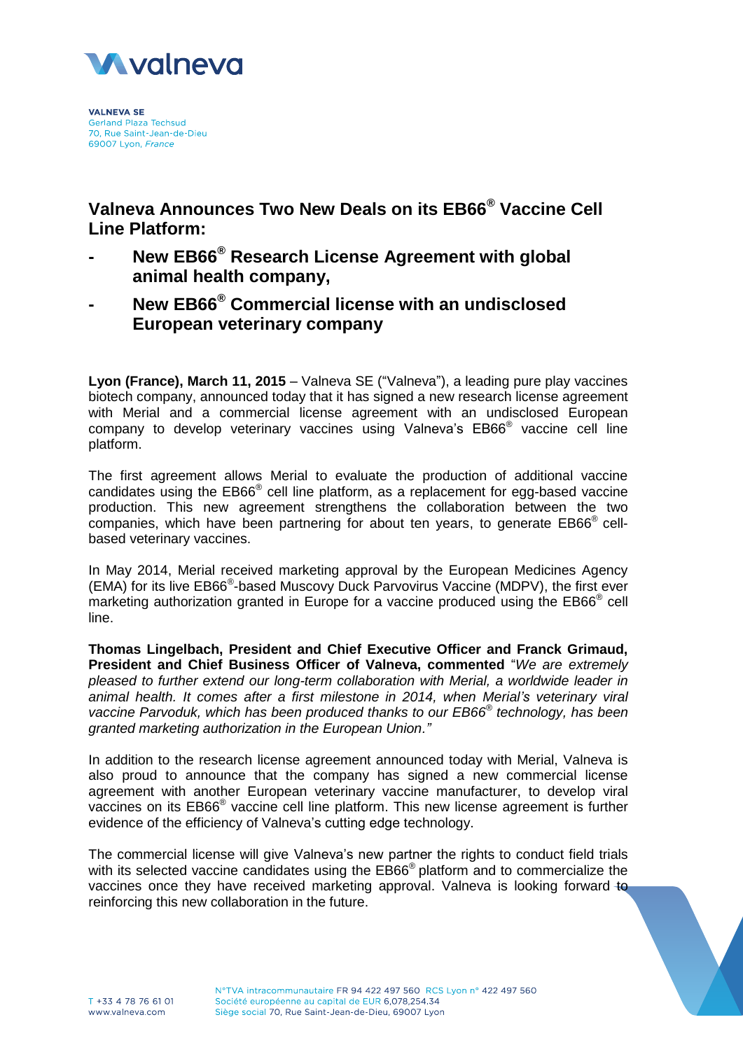**VALNEVA SE**
Gerland Plaza Techsud
70, Rue Saint-Jean-de-Dieu
69007 Lyon, *France*

# Valneva Announces Two New Deals on its EB66® Vaccine Cell Line Platform:

- **New EB66® Research License Agreement with global animal health company,**
- **New EB66® Commercial license with an undisclosed European veterinary company**

**Lyon (France), March 11, 2015** – Valneva SE ("Valneva"), a leading pure play vaccines biotech company, announced today that it has signed a new research license agreement with Merial and a commercial license agreement with an undisclosed European company to develop veterinary vaccines using Valneva's EB66® vaccine cell line platform.

The first agreement allows Merial to evaluate the production of additional vaccine candidates using the EB66® cell line platform, as a replacement for egg-based vaccine production. This new agreement strengthens the collaboration between the two companies, which have been partnering for about ten years, to generate EB66® cell-based veterinary vaccines.

In May 2014, Merial received marketing approval by the European Medicines Agency (EMA) for its live EB66®-based Muscovy Duck Parvovirus Vaccine (MDPV), the first ever marketing authorization granted in Europe for a vaccine produced using the EB66® cell line.

**Thomas Lingelbach, President and Chief Executive Officer and Franck Grimaud, President and Chief Business Officer of Valneva, commented** "*We are extremely pleased to further extend our long-term collaboration with Merial, a worldwide leader in animal health. It comes after a first milestone in 2014, when Merial's veterinary viral vaccine Parvoduk, which has been produced thanks to our EB66® technology, has been granted marketing authorization in the European Union.*"

In addition to the research license agreement announced today with Merial, Valneva is also proud to announce that the company has signed a new commercial license agreement with another European veterinary vaccine manufacturer, to develop viral vaccines on its EB66® vaccine cell line platform. This new license agreement is further evidence of the efficiency of Valneva's cutting edge technology.

The commercial license will give Valneva's new partner the rights to conduct field trials with its selected vaccine candidates using the EB66® platform and to commercialize the vaccines once they have received marketing approval. Valneva is looking forward to reinforcing this new collaboration in the future.

T +33 4 78 76 61 01
www.valneva.com

N°TVA intracommunautaire FR 94 422 497 560 RCS Lyon n° 422 497 560
Société européenne au capital de EUR 6,078,254.34
Siège social 70, Rue Saint-Jean-de-Dieu, 69007 Lyon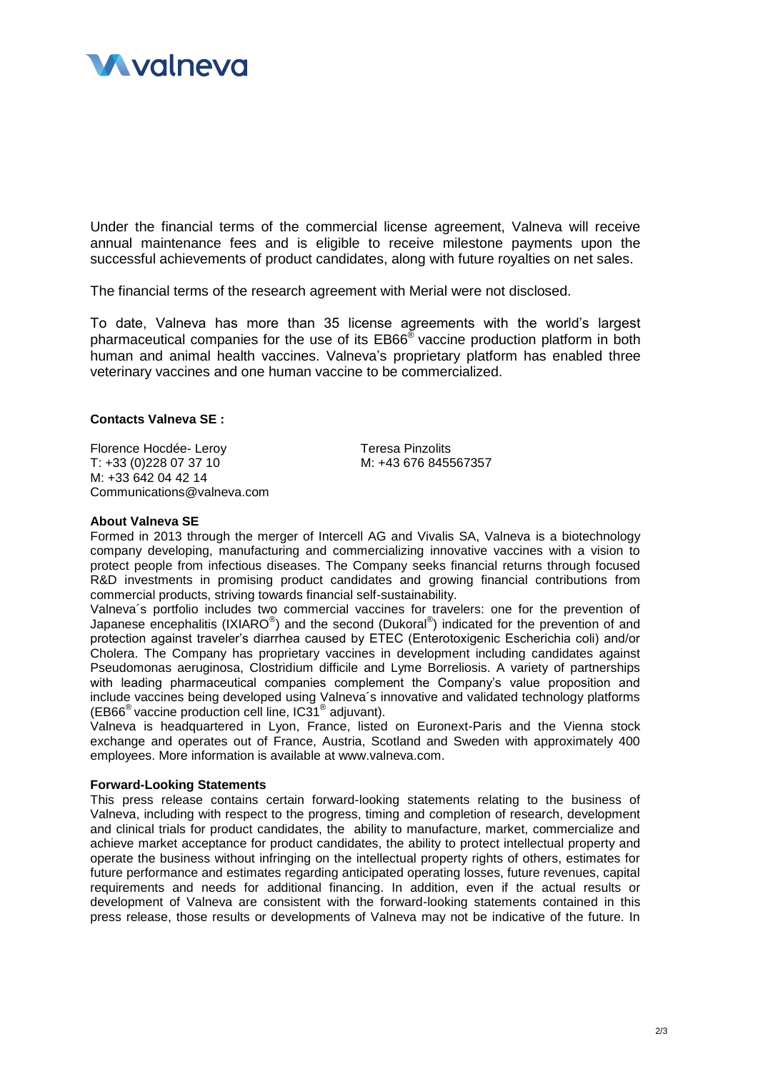Under the financial terms of the commercial license agreement, Valneva will receive annual maintenance fees and is eligible to receive milestone payments upon the successful achievements of product candidates, along with future royalties on net sales.

The financial terms of the research agreement with Merial were not disclosed.

To date, Valneva has more than 35 license agreements with the world's largest pharmaceutical companies for the use of its EB66® vaccine production platform in both human and animal health vaccines. Valneva's proprietary platform has enabled three veterinary vaccines and one human vaccine to be commercialized.

**Contacts Valneva SE :**

Florence Hocdée- Leroy
T: +33 (0)228 07 37 10
M: +33 642 04 42 14
Communications@valneva.com

Teresa Pinzolits
M: +43 676 845567357

**About Valneva SE**

Formed in 2013 through the merger of Intercell AG and Vivalis SA, Valneva is a biotechnology company developing, manufacturing and commercializing innovative vaccines with a vision to protect people from infectious diseases. The Company seeks financial returns through focused R&D investments in promising product candidates and growing financial contributions from commercial products, striving towards financial self-sustainability.

Valneva´s portfolio includes two commercial vaccines for travelers: one for the prevention of Japanese encephalitis (IXIARO®) and the second (Dukoral®) indicated for the prevention of and protection against traveler's diarrhea caused by ETEC (Enterotoxigenic Escherichia coli) and/or Cholera. The Company has proprietary vaccines in development including candidates against Pseudomonas aeruginosa, Clostridium difficile and Lyme Borreliosis. A variety of partnerships with leading pharmaceutical companies complement the Company's value proposition and include vaccines being developed using Valneva´s innovative and validated technology platforms (EB66® vaccine production cell line, IC31® adjuvant).

Valneva is headquartered in Lyon, France, listed on Euronext-Paris and the Vienna stock exchange and operates out of France, Austria, Scotland and Sweden with approximately 400 employees. More information is available at www.valneva.com.

**Forward-Looking Statements**

This press release contains certain forward-looking statements relating to the business of Valneva, including with respect to the progress, timing and completion of research, development and clinical trials for product candidates, the ability to manufacture, market, commercialize and achieve market acceptance for product candidates, the ability to protect intellectual property and operate the business without infringing on the intellectual property rights of others, estimates for future performance and estimates regarding anticipated operating losses, future revenues, capital requirements and needs for additional financing. In addition, even if the actual results or development of Valneva are consistent with the forward-looking statements contained in this press release, those results or developments of Valneva may not be indicative of the future. In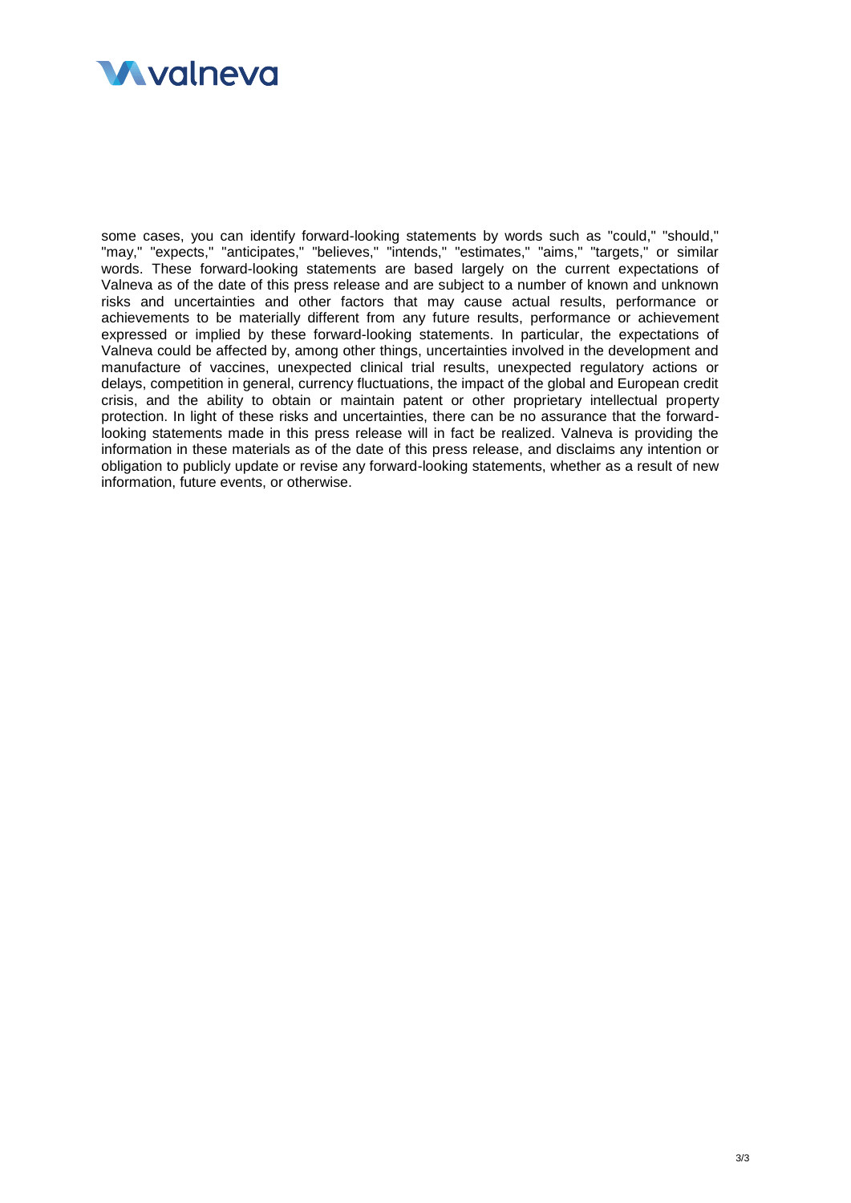some cases, you can identify forward-looking statements by words such as "could," "should," "may," "expects," "anticipates," "believes," "intends," "estimates," "aims," "targets," or similar words. These forward-looking statements are based largely on the current expectations of Valneva as of the date of this press release and are subject to a number of known and unknown risks and uncertainties and other factors that may cause actual results, performance or achievements to be materially different from any future results, performance or achievement expressed or implied by these forward-looking statements. In particular, the expectations of Valneva could be affected by, among other things, uncertainties involved in the development and manufacture of vaccines, unexpected clinical trial results, unexpected regulatory actions or delays, competition in general, currency fluctuations, the impact of the global and European credit crisis, and the ability to obtain or maintain patent or other proprietary intellectual property protection. In light of these risks and uncertainties, there can be no assurance that the forward-looking statements made in this press release will in fact be realized. Valneva is providing the information in these materials as of the date of this press release, and disclaims any intention or obligation to publicly update or revise any forward-looking statements, whether as a result of new information, future events, or otherwise.